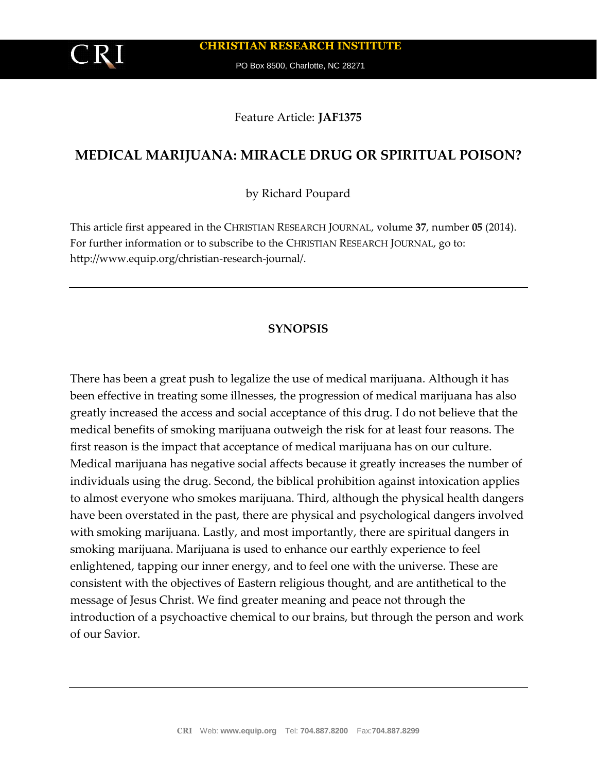**CHRISTIAN RESEARCH INSTITUTE**

PO Box 8500, Charlotte, NC 28271

Feature Article: **JAF1375**

# MEDICAL MARIJUANA: MIRACLE DRUG OR SPIRITUAL POISON?

by Richard Poupard

This article first appeared in the CHRISTIAN RESEARCH JOURNAL, volume **37**, number **05** (2014). For further information or to subscribe to the CHRISTIAN RESEARCH JOURNAL, go to: http://www.equip.org/christian-research-journal/.

---

## SYNOPSIS

There has been a great push to legalize the use of medical marijuana. Although it has been effective in treating some illnesses, the progression of medical marijuana has also greatly increased the access and social acceptance of this drug. I do not believe that the medical benefits of smoking marijuana outweigh the risk for at least four reasons. The first reason is the impact that acceptance of medical marijuana has on our culture. Medical marijuana has negative social affects because it greatly increases the number of individuals using the drug. Second, the biblical prohibition against intoxication applies to almost everyone who smokes marijuana. Third, although the physical health dangers have been overstated in the past, there are physical and psychological dangers involved with smoking marijuana. Lastly, and most importantly, there are spiritual dangers in smoking marijuana. Marijuana is used to enhance our earthly experience to feel enlightened, tapping our inner energy, and to feel one with the universe. These are consistent with the objectives of Eastern religious thought, and are antithetical to the message of Jesus Christ. We find greater meaning and peace not through the introduction of a psychoactive chemical to our brains, but through the person and work of our Savior.

---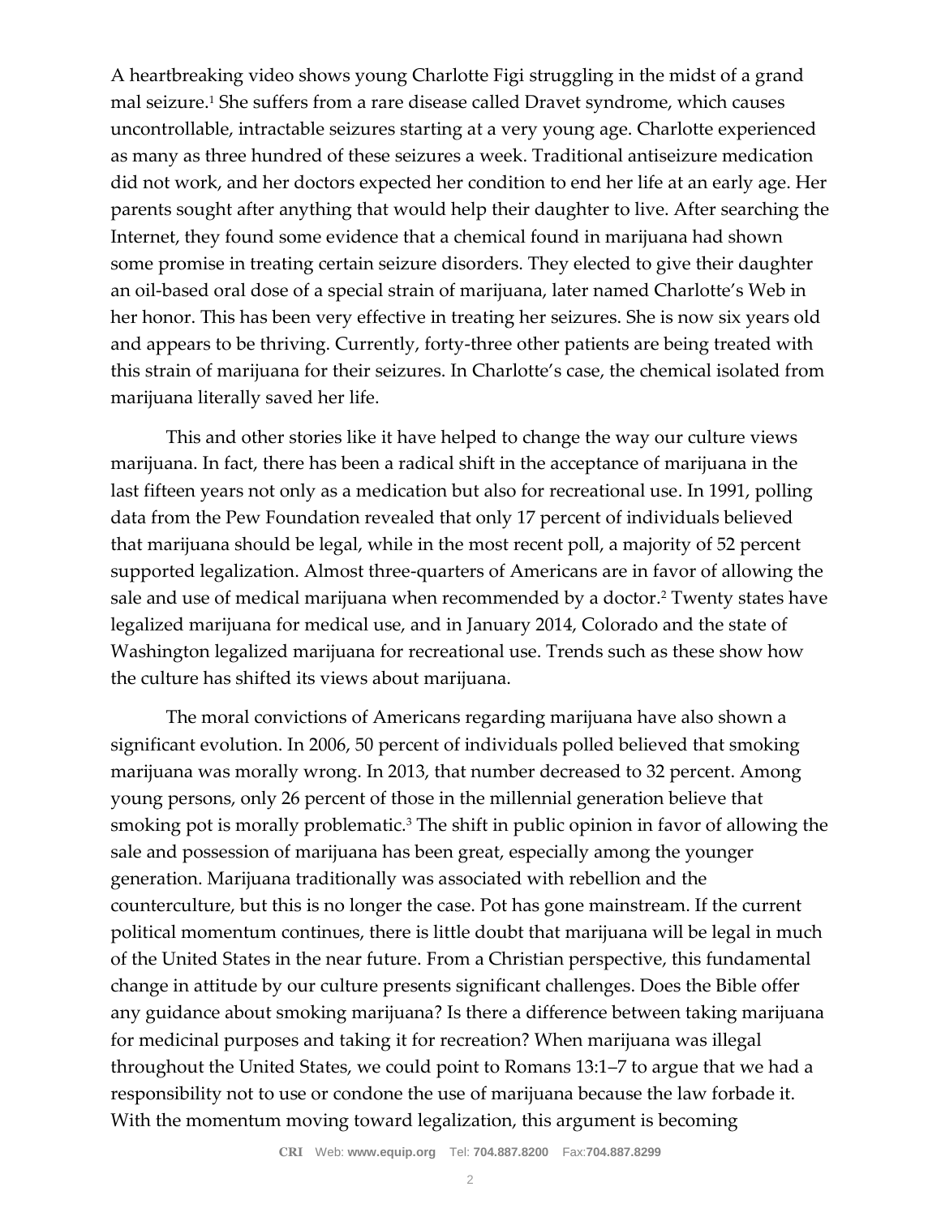A heartbreaking video shows young Charlotte Figi struggling in the midst of a grand mal seizure.[1] She suffers from a rare disease called Dravet syndrome, which causes uncontrollable, intractable seizures starting at a very young age. Charlotte experienced as many as three hundred of these seizures a week. Traditional antiseizure medication did not work, and her doctors expected her condition to end her life at an early age. Her parents sought after anything that would help their daughter to live. After searching the Internet, they found some evidence that a chemical found in marijuana had shown some promise in treating certain seizure disorders. They elected to give their daughter an oil-based oral dose of a special strain of marijuana, later named Charlotte's Web in her honor. This has been very effective in treating her seizures. She is now six years old and appears to be thriving. Currently, forty-three other patients are being treated with this strain of marijuana for their seizures. In Charlotte's case, the chemical isolated from marijuana literally saved her life.

This and other stories like it have helped to change the way our culture views marijuana. In fact, there has been a radical shift in the acceptance of marijuana in the last fifteen years not only as a medication but also for recreational use. In 1991, polling data from the Pew Foundation revealed that only 17 percent of individuals believed that marijuana should be legal, while in the most recent poll, a majority of 52 percent supported legalization. Almost three-quarters of Americans are in favor of allowing the sale and use of medical marijuana when recommended by a doctor.[2] Twenty states have legalized marijuana for medical use, and in January 2014, Colorado and the state of Washington legalized marijuana for recreational use. Trends such as these show how the culture has shifted its views about marijuana.

The moral convictions of Americans regarding marijuana have also shown a significant evolution. In 2006, 50 percent of individuals polled believed that smoking marijuana was morally wrong. In 2013, that number decreased to 32 percent. Among young persons, only 26 percent of those in the millennial generation believe that smoking pot is morally problematic.[3] The shift in public opinion in favor of allowing the sale and possession of marijuana has been great, especially among the younger generation. Marijuana traditionally was associated with rebellion and the counterculture, but this is no longer the case. Pot has gone mainstream. If the current political momentum continues, there is little doubt that marijuana will be legal in much of the United States in the near future. From a Christian perspective, this fundamental change in attitude by our culture presents significant challenges. Does the Bible offer any guidance about smoking marijuana? Is there a difference between taking marijuana for medicinal purposes and taking it for recreation? When marijuana was illegal throughout the United States, we could point to Romans 13:1–7 to argue that we had a responsibility not to use or condone the use of marijuana because the law forbade it. With the momentum moving toward legalization, this argument is becoming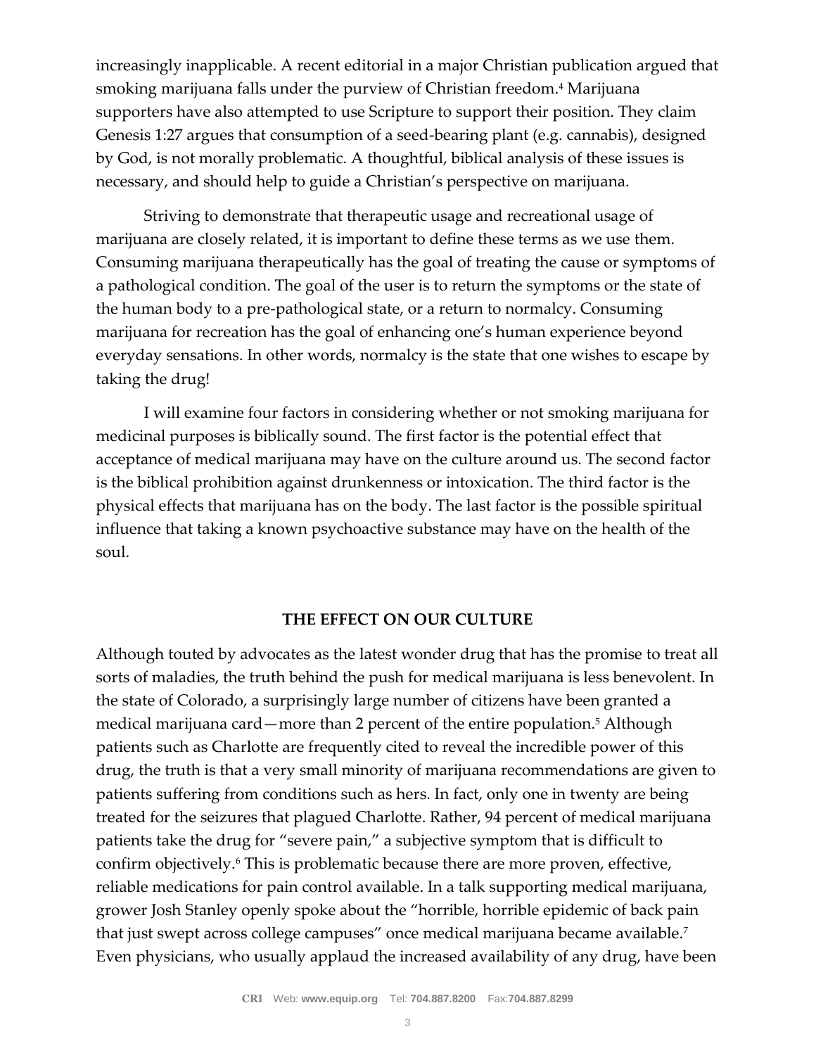increasingly inapplicable. A recent editorial in a major Christian publication argued that smoking marijuana falls under the purview of Christian freedom.[4] Marijuana supporters have also attempted to use Scripture to support their position. They claim Genesis 1:27 argues that consumption of a seed-bearing plant (e.g. cannabis), designed by God, is not morally problematic. A thoughtful, biblical analysis of these issues is necessary, and should help to guide a Christian's perspective on marijuana.

Striving to demonstrate that therapeutic usage and recreational usage of marijuana are closely related, it is important to define these terms as we use them. Consuming marijuana therapeutically has the goal of treating the cause or symptoms of a pathological condition. The goal of the user is to return the symptoms or the state of the human body to a pre-pathological state, or a return to normalcy. Consuming marijuana for recreation has the goal of enhancing one's human experience beyond everyday sensations. In other words, normalcy is the state that one wishes to escape by taking the drug!

I will examine four factors in considering whether or not smoking marijuana for medicinal purposes is biblically sound. The first factor is the potential effect that acceptance of medical marijuana may have on the culture around us. The second factor is the biblical prohibition against drunkenness or intoxication. The third factor is the physical effects that marijuana has on the body. The last factor is the possible spiritual influence that taking a known psychoactive substance may have on the health of the soul.

## THE EFFECT ON OUR CULTURE

Although touted by advocates as the latest wonder drug that has the promise to treat all sorts of maladies, the truth behind the push for medical marijuana is less benevolent. In the state of Colorado, a surprisingly large number of citizens have been granted a medical marijuana card—more than 2 percent of the entire population.[5] Although patients such as Charlotte are frequently cited to reveal the incredible power of this drug, the truth is that a very small minority of marijuana recommendations are given to patients suffering from conditions such as hers. In fact, only one in twenty are being treated for the seizures that plagued Charlotte. Rather, 94 percent of medical marijuana patients take the drug for "severe pain," a subjective symptom that is difficult to confirm objectively.[6] This is problematic because there are more proven, effective, reliable medications for pain control available. In a talk supporting medical marijuana, grower Josh Stanley openly spoke about the "horrible, horrible epidemic of back pain that just swept across college campuses" once medical marijuana became available.[7] Even physicians, who usually applaud the increased availability of any drug, have been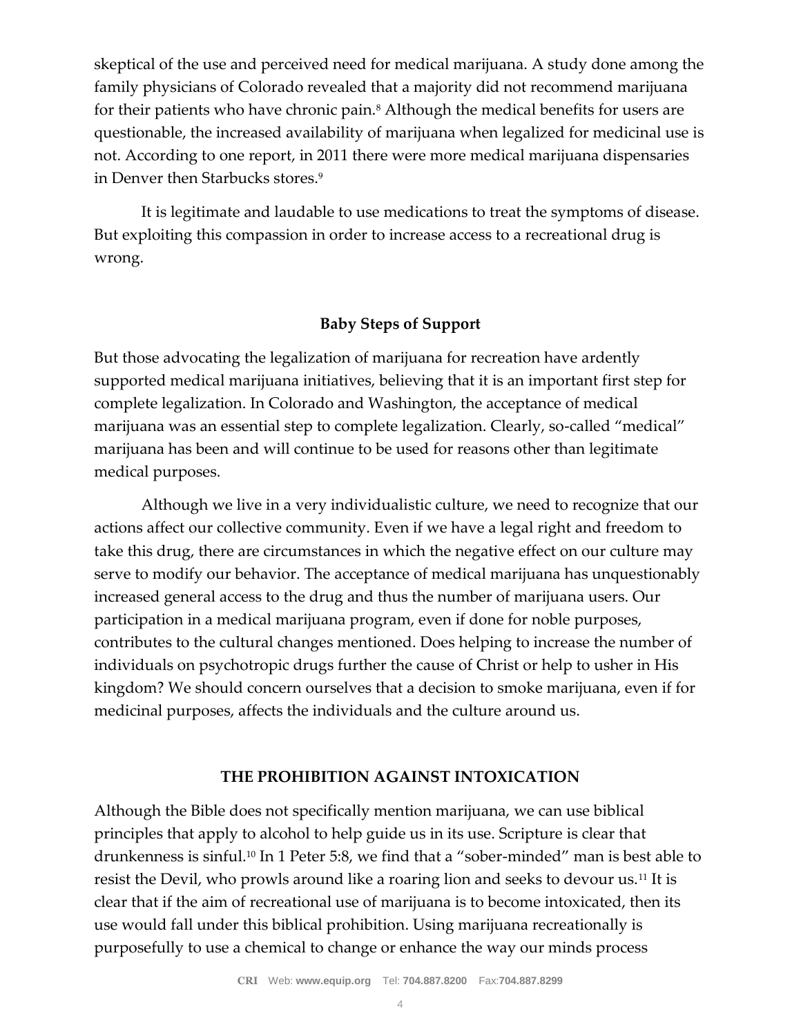skeptical of the use and perceived need for medical marijuana. A study done among the family physicians of Colorado revealed that a majority did not recommend marijuana for their patients who have chronic pain.[8] Although the medical benefits for users are questionable, the increased availability of marijuana when legalized for medicinal use is not. According to one report, in 2011 there were more medical marijuana dispensaries in Denver then Starbucks stores.[9]

It is legitimate and laudable to use medications to treat the symptoms of disease. But exploiting this compassion in order to increase access to a recreational drug is wrong.

**Baby Steps of Support**

But those advocating the legalization of marijuana for recreation have ardently supported medical marijuana initiatives, believing that it is an important first step for complete legalization. In Colorado and Washington, the acceptance of medical marijuana was an essential step to complete legalization. Clearly, so-called "medical" marijuana has been and will continue to be used for reasons other than legitimate medical purposes.

Although we live in a very individualistic culture, we need to recognize that our actions affect our collective community. Even if we have a legal right and freedom to take this drug, there are circumstances in which the negative effect on our culture may serve to modify our behavior. The acceptance of medical marijuana has unquestionably increased general access to the drug and thus the number of marijuana users. Our participation in a medical marijuana program, even if done for noble purposes, contributes to the cultural changes mentioned. Does helping to increase the number of individuals on psychotropic drugs further the cause of Christ or help to usher in His kingdom? We should concern ourselves that a decision to smoke marijuana, even if for medicinal purposes, affects the individuals and the culture around us.

## THE PROHIBITION AGAINST INTOXICATION

Although the Bible does not specifically mention marijuana, we can use biblical principles that apply to alcohol to help guide us in its use. Scripture is clear that drunkenness is sinful.[10] In 1 Peter 5:8, we find that a "sober-minded" man is best able to resist the Devil, who prowls around like a roaring lion and seeks to devour us.[11] It is clear that if the aim of recreational use of marijuana is to become intoxicated, then its use would fall under this biblical prohibition. Using marijuana recreationally is purposefully to use a chemical to change or enhance the way our minds process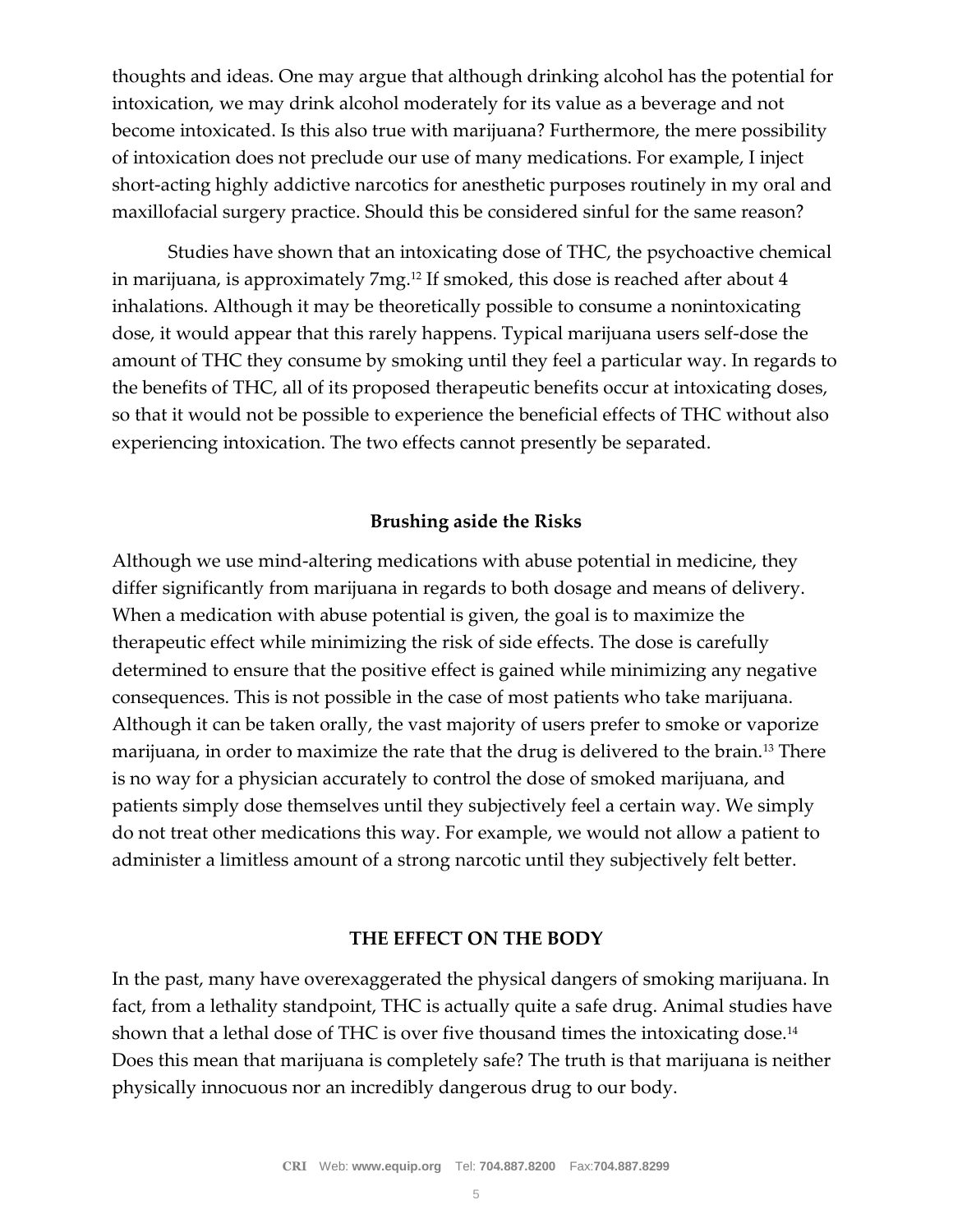thoughts and ideas. One may argue that although drinking alcohol has the potential for intoxication, we may drink alcohol moderately for its value as a beverage and not become intoxicated. Is this also true with marijuana? Furthermore, the mere possibility of intoxication does not preclude our use of many medications. For example, I inject short-acting highly addictive narcotics for anesthetic purposes routinely in my oral and maxillofacial surgery practice. Should this be considered sinful for the same reason?

Studies have shown that an intoxicating dose of THC, the psychoactive chemical in marijuana, is approximately 7mg.[12] If smoked, this dose is reached after about 4 inhalations. Although it may be theoretically possible to consume a nonintoxicating dose, it would appear that this rarely happens. Typical marijuana users self-dose the amount of THC they consume by smoking until they feel a particular way. In regards to the benefits of THC, all of its proposed therapeutic benefits occur at intoxicating doses, so that it would not be possible to experience the beneficial effects of THC without also experiencing intoxication. The two effects cannot presently be separated.

### Brushing aside the Risks

Although we use mind-altering medications with abuse potential in medicine, they differ significantly from marijuana in regards to both dosage and means of delivery. When a medication with abuse potential is given, the goal is to maximize the therapeutic effect while minimizing the risk of side effects. The dose is carefully determined to ensure that the positive effect is gained while minimizing any negative consequences. This is not possible in the case of most patients who take marijuana. Although it can be taken orally, the vast majority of users prefer to smoke or vaporize marijuana, in order to maximize the rate that the drug is delivered to the brain.[13] There is no way for a physician accurately to control the dose of smoked marijuana, and patients simply dose themselves until they subjectively feel a certain way. We simply do not treat other medications this way. For example, we would not allow a patient to administer a limitless amount of a strong narcotic until they subjectively felt better.

### THE EFFECT ON THE BODY

In the past, many have overexaggerated the physical dangers of smoking marijuana. In fact, from a lethality standpoint, THC is actually quite a safe drug. Animal studies have shown that a lethal dose of THC is over five thousand times the intoxicating dose.[14] Does this mean that marijuana is completely safe? The truth is that marijuana is neither physically innocuous nor an incredibly dangerous drug to our body.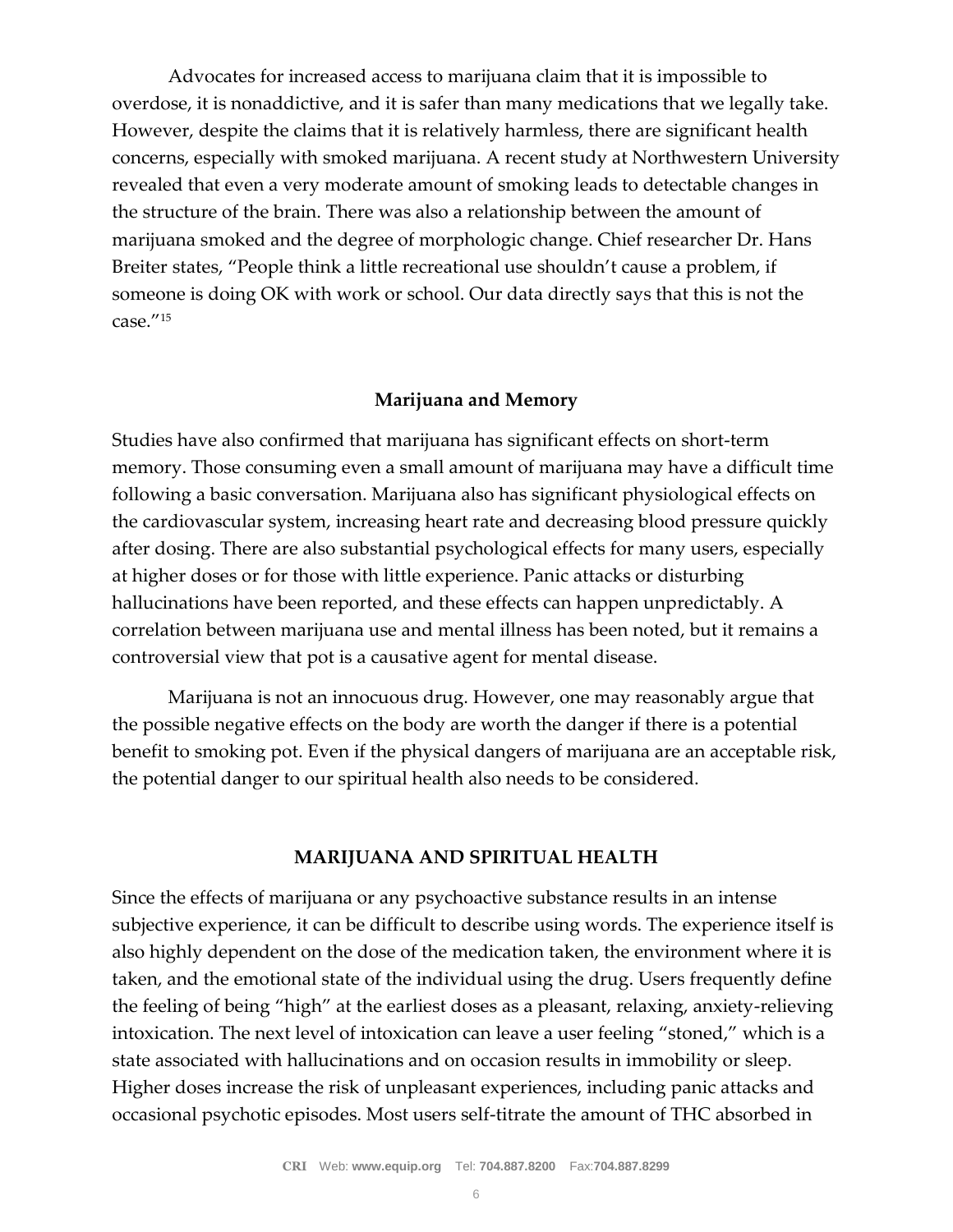Advocates for increased access to marijuana claim that it is impossible to overdose, it is nonaddictive, and it is safer than many medications that we legally take. However, despite the claims that it is relatively harmless, there are significant health concerns, especially with smoked marijuana. A recent study at Northwestern University revealed that even a very moderate amount of smoking leads to detectable changes in the structure of the brain. There was also a relationship between the amount of marijuana smoked and the degree of morphologic change. Chief researcher Dr. Hans Breiter states, "People think a little recreational use shouldn't cause a problem, if someone is doing OK with work or school. Our data directly says that this is not the case."[15]

### Marijuana and Memory

Studies have also confirmed that marijuana has significant effects on short-term memory. Those consuming even a small amount of marijuana may have a difficult time following a basic conversation. Marijuana also has significant physiological effects on the cardiovascular system, increasing heart rate and decreasing blood pressure quickly after dosing. There are also substantial psychological effects for many users, especially at higher doses or for those with little experience. Panic attacks or disturbing hallucinations have been reported, and these effects can happen unpredictably. A correlation between marijuana use and mental illness has been noted, but it remains a controversial view that pot is a causative agent for mental disease.

Marijuana is not an innocuous drug. However, one may reasonably argue that the possible negative effects on the body are worth the danger if there is a potential benefit to smoking pot. Even if the physical dangers of marijuana are an acceptable risk, the potential danger to our spiritual health also needs to be considered.

## MARIJUANA AND SPIRITUAL HEALTH

Since the effects of marijuana or any psychoactive substance results in an intense subjective experience, it can be difficult to describe using words. The experience itself is also highly dependent on the dose of the medication taken, the environment where it is taken, and the emotional state of the individual using the drug. Users frequently define the feeling of being "high" at the earliest doses as a pleasant, relaxing, anxiety-relieving intoxication. The next level of intoxication can leave a user feeling "stoned," which is a state associated with hallucinations and on occasion results in immobility or sleep. Higher doses increase the risk of unpleasant experiences, including panic attacks and occasional psychotic episodes. Most users self-titrate the amount of THC absorbed in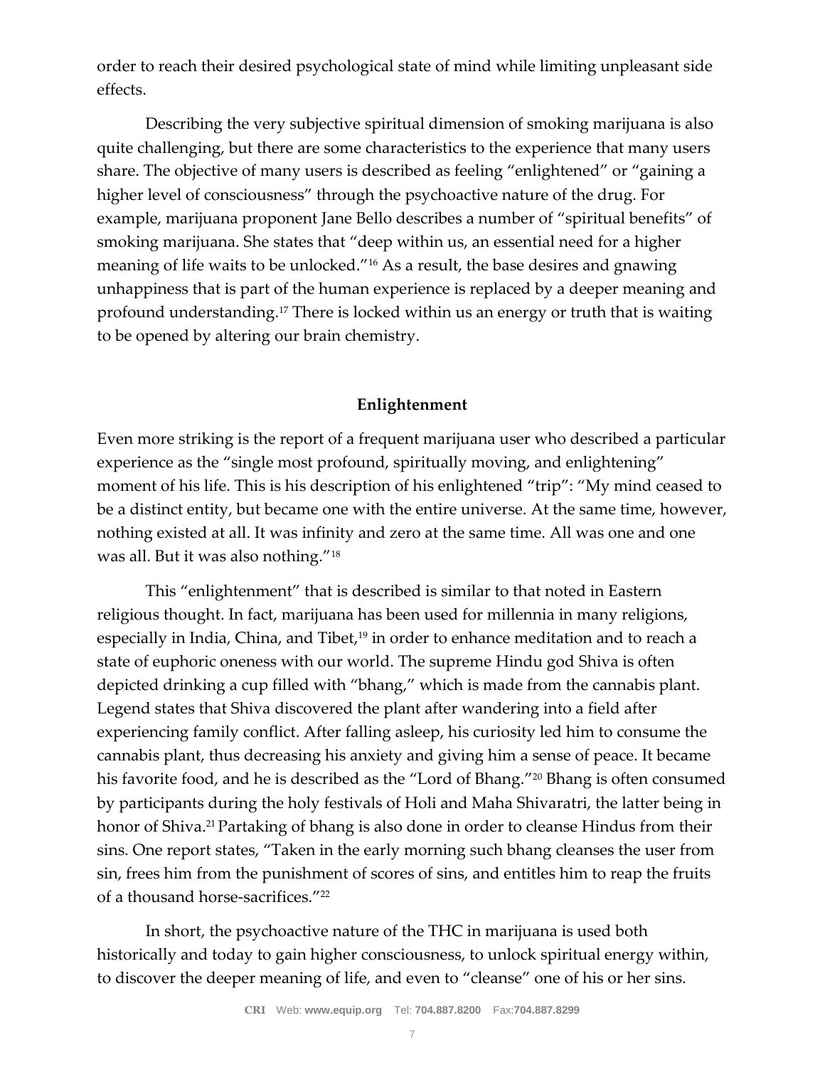order to reach their desired psychological state of mind while limiting unpleasant side effects.

Describing the very subjective spiritual dimension of smoking marijuana is also quite challenging, but there are some characteristics to the experience that many users share. The objective of many users is described as feeling "enlightened" or "gaining a higher level of consciousness" through the psychoactive nature of the drug. For example, marijuana proponent Jane Bello describes a number of "spiritual benefits" of smoking marijuana. She states that "deep within us, an essential need for a higher meaning of life waits to be unlocked."[16] As a result, the base desires and gnawing unhappiness that is part of the human experience is replaced by a deeper meaning and profound understanding.[17] There is locked within us an energy or truth that is waiting to be opened by altering our brain chemistry.

### Enlightenment

Even more striking is the report of a frequent marijuana user who described a particular experience as the "single most profound, spiritually moving, and enlightening" moment of his life. This is his description of his enlightened "trip": "My mind ceased to be a distinct entity, but became one with the entire universe. At the same time, however, nothing existed at all. It was infinity and zero at the same time. All was one and one was all. But it was also nothing."[18]

This "enlightenment" that is described is similar to that noted in Eastern religious thought. In fact, marijuana has been used for millennia in many religions, especially in India, China, and Tibet,[19] in order to enhance meditation and to reach a state of euphoric oneness with our world. The supreme Hindu god Shiva is often depicted drinking a cup filled with "bhang," which is made from the cannabis plant. Legend states that Shiva discovered the plant after wandering into a field after experiencing family conflict. After falling asleep, his curiosity led him to consume the cannabis plant, thus decreasing his anxiety and giving him a sense of peace. It became his favorite food, and he is described as the "Lord of Bhang."[20] Bhang is often consumed by participants during the holy festivals of Holi and Maha Shivaratri, the latter being in honor of Shiva.[21] Partaking of bhang is also done in order to cleanse Hindus from their sins. One report states, "Taken in the early morning such bhang cleanses the user from sin, frees him from the punishment of scores of sins, and entitles him to reap the fruits of a thousand horse-sacrifices."[22]

In short, the psychoactive nature of the THC in marijuana is used both historically and today to gain higher consciousness, to unlock spiritual energy within, to discover the deeper meaning of life, and even to "cleanse" one of his or her sins.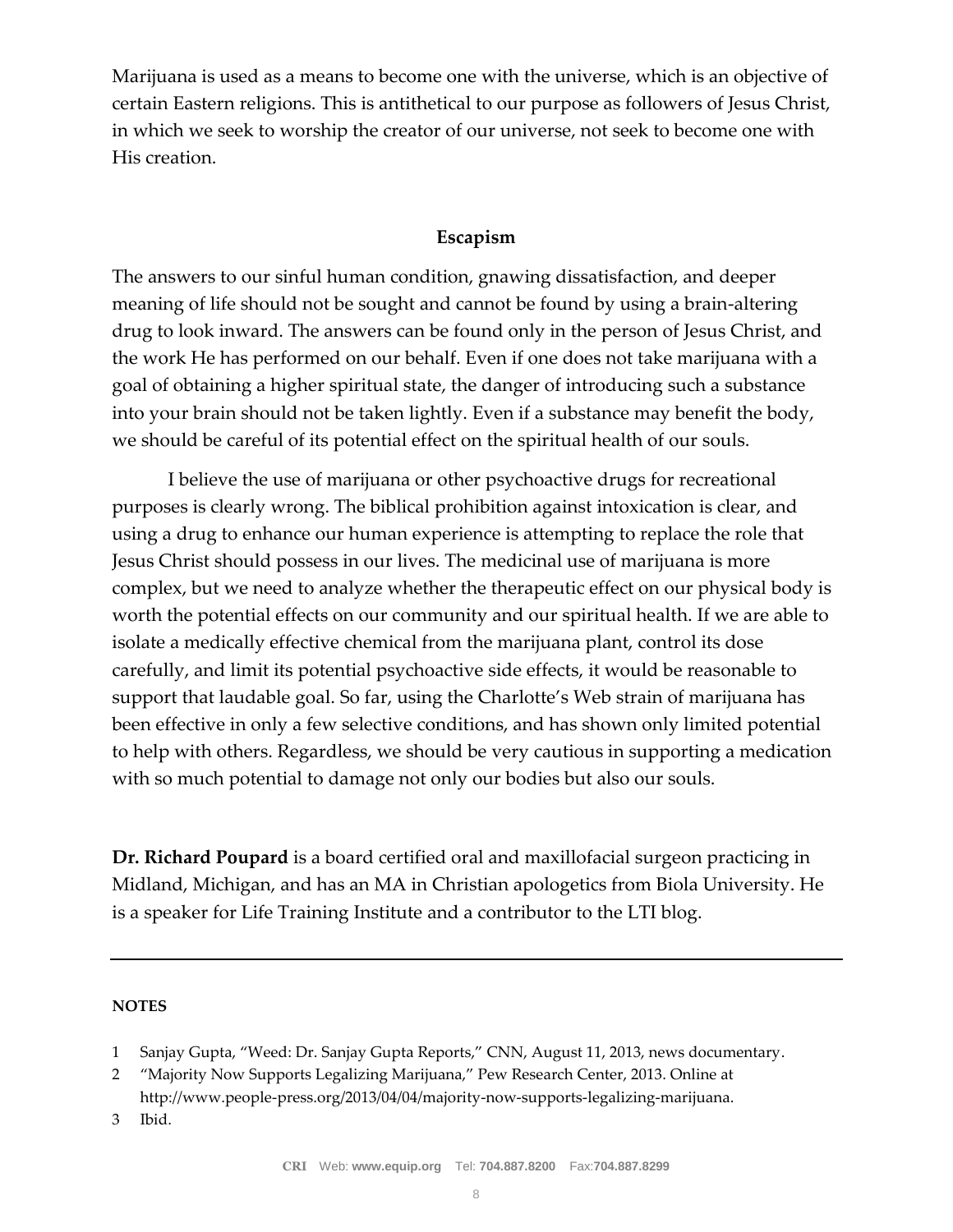Marijuana is used as a means to become one with the universe, which is an objective of certain Eastern religions. This is antithetical to our purpose as followers of Jesus Christ, in which we seek to worship the creator of our universe, not seek to become one with His creation.

### Escapism

The answers to our sinful human condition, gnawing dissatisfaction, and deeper meaning of life should not be sought and cannot be found by using a brain-altering drug to look inward. The answers can be found only in the person of Jesus Christ, and the work He has performed on our behalf. Even if one does not take marijuana with a goal of obtaining a higher spiritual state, the danger of introducing such a substance into your brain should not be taken lightly. Even if a substance may benefit the body, we should be careful of its potential effect on the spiritual health of our souls.

I believe the use of marijuana or other psychoactive drugs for recreational purposes is clearly wrong. The biblical prohibition against intoxication is clear, and using a drug to enhance our human experience is attempting to replace the role that Jesus Christ should possess in our lives. The medicinal use of marijuana is more complex, but we need to analyze whether the therapeutic effect on our physical body is worth the potential effects on our community and our spiritual health. If we are able to isolate a medically effective chemical from the marijuana plant, control its dose carefully, and limit its potential psychoactive side effects, it would be reasonable to support that laudable goal. So far, using the Charlotte's Web strain of marijuana has been effective in only a few selective conditions, and has shown only limited potential to help with others. Regardless, we should be very cautious in supporting a medication with so much potential to damage not only our bodies but also our souls.

**Dr. Richard Poupard** is a board certified oral and maxillofacial surgeon practicing in Midland, Michigan, and has an MA in Christian apologetics from Biola University. He is a speaker for Life Training Institute and a contributor to the LTI blog.

---

**NOTES**

1. Sanjay Gupta, "Weed: Dr. Sanjay Gupta Reports," CNN, August 11, 2013, news documentary.
2. "Majority Now Supports Legalizing Marijuana," Pew Research Center, 2013. Online at http://www.people-press.org/2013/04/04/majority-now-supports-legalizing-marijuana.
3. Ibid.

**CRI** Web: **www.equip.org** Tel: **704.887.8200** Fax: **704.887.8299**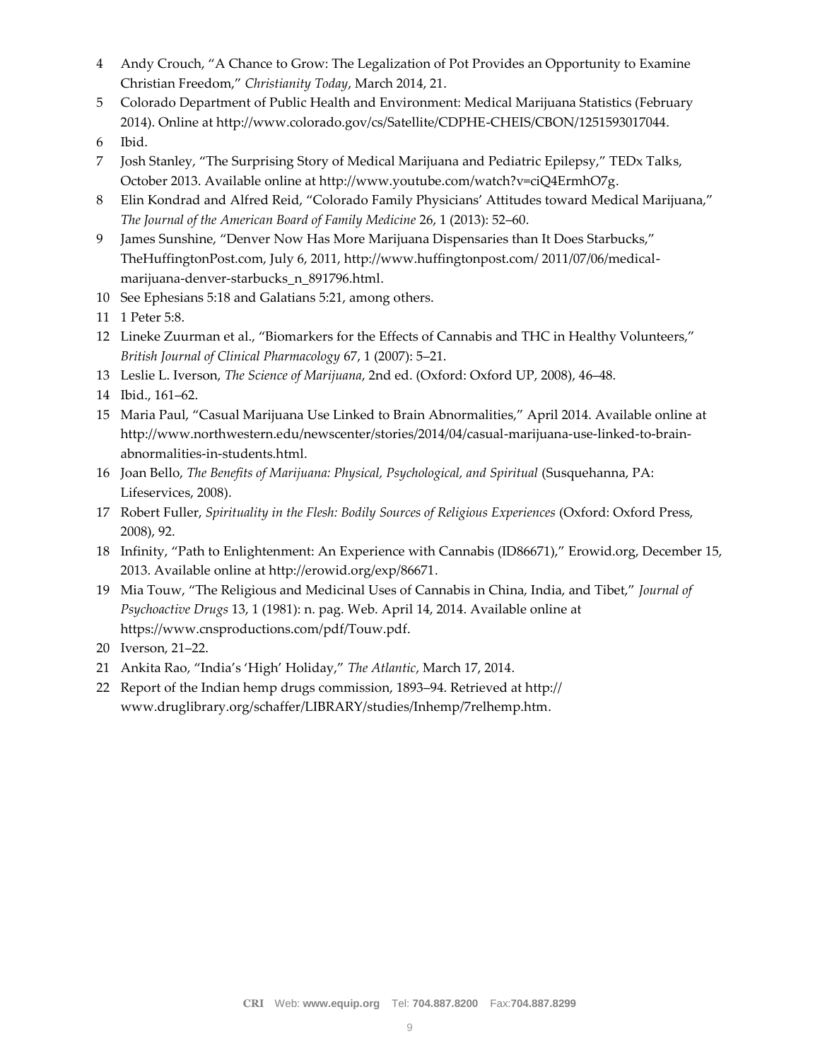4 Andy Crouch, "A Chance to Grow: The Legalization of Pot Provides an Opportunity to Examine Christian Freedom," *Christianity Today*, March 2014, 21.

5 Colorado Department of Public Health and Environment: Medical Marijuana Statistics (February 2014). Online at http://www.colorado.gov/cs/Satellite/CDPHE-CHEIS/CBON/1251593017044.

6 Ibid.

7 Josh Stanley, "The Surprising Story of Medical Marijuana and Pediatric Epilepsy," TEDx Talks, October 2013. Available online at http://www.youtube.com/watch?v=ciQ4ErmhO7g.

8 Elin Kondrad and Alfred Reid, "Colorado Family Physicians' Attitudes toward Medical Marijuana," *The Journal of the American Board of Family Medicine* 26, 1 (2013): 52–60.

9 James Sunshine, "Denver Now Has More Marijuana Dispensaries than It Does Starbucks," TheHuffingtonPost.com, July 6, 2011, http://www.huffingtonpost.com/ 2011/07/06/medical-marijuana-denver-starbucks_n_891796.html.

10 See Ephesians 5:18 and Galatians 5:21, among others.

11 1 Peter 5:8.

12 Lineke Zuurman et al., "Biomarkers for the Effects of Cannabis and THC in Healthy Volunteers," *British Journal of Clinical Pharmacology* 67, 1 (2007): 5–21.

13 Leslie L. Iverson, *The Science of Marijuana*, 2nd ed. (Oxford: Oxford UP, 2008), 46–48.

14 Ibid., 161–62.

15 Maria Paul, "Casual Marijuana Use Linked to Brain Abnormalities," April 2014. Available online at http://www.northwestern.edu/newscenter/stories/2014/04/casual-marijuana-use-linked-to-brain-abnormalities-in-students.html.

16 Joan Bello, *The Benefits of Marijuana: Physical, Psychological, and Spiritual* (Susquehanna, PA: Lifeservices, 2008).

17 Robert Fuller, *Spirituality in the Flesh: Bodily Sources of Religious Experiences* (Oxford: Oxford Press, 2008), 92.

18 Infinity, "Path to Enlightenment: An Experience with Cannabis (ID86671)," Erowid.org, December 15, 2013. Available online at http://erowid.org/exp/86671.

19 Mia Touw, "The Religious and Medicinal Uses of Cannabis in China, India, and Tibet," *Journal of Psychoactive Drugs* 13, 1 (1981): n. pag. Web. April 14, 2014. Available online at https://www.cnsproductions.com/pdf/Touw.pdf.

20 Iverson, 21–22.

21 Ankita Rao, "India's 'High' Holiday," *The Atlantic*, March 17, 2014.

22 Report of the Indian hemp drugs commission, 1893–94. Retrieved at http:// www.druglibrary.org/schaffer/LIBRARY/studies/Inhemp/7relhemp.htm.